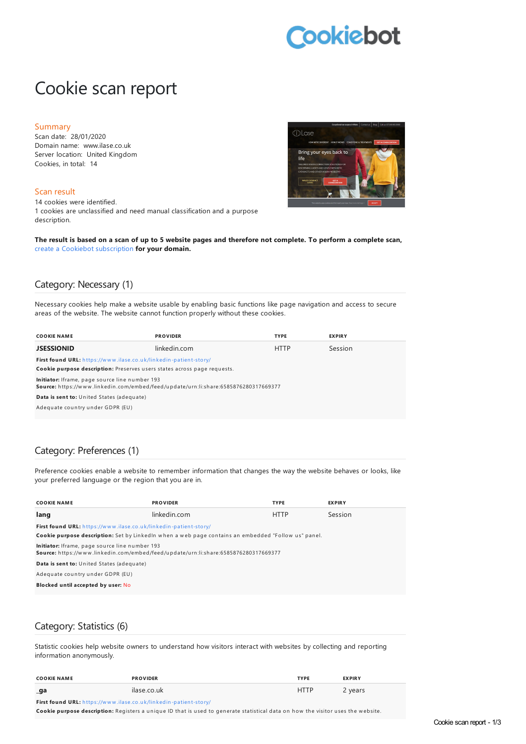Cookiebot

# Cookie scan report

## Summary

Scan date: 28/01/2020
Domain name: www.ilase.co.uk
Server location: United Kingdom
Cookies, in total: 14

## Scan result

14 cookies were identified.
1 cookies are unclassified and need manual classification and a purpose description.

**The result is based on a scan of up to 5 website pages and therefore not complete. To perform a complete scan,** create a Cookiebot subscription **for your domain.**

## Category: Necessary (1)

Necessary cookies help make a website usable by enabling basic functions like page navigation and access to secure areas of the website. The website cannot function properly without these cookies.

| COOKIE NAME | PROVIDER | TYPE | EXPIRY |
|---|---|---|---|
| **JSESSIONID** | linkedin.com | HTTP | Session |

**First found URL:** https://www.ilase.co.uk/linkedin-patient-story/
**Cookie purpose description:** Preserves users states across page requests.
**Initiator:** Iframe, page source line number 193
**Source:** https://www.linkedin.com/embed/feed/update/urn:li:share:6585876280317669377
**Data is sent to:** United States (adequate)
Adequate country under GDPR (EU)

## Category: Preferences (1)

Preference cookies enable a website to remember information that changes the way the website behaves or looks, like your preferred language or the region that you are in.

| COOKIE NAME | PROVIDER | TYPE | EXPIRY |
|---|---|---|---|
| **lang** | linkedin.com | HTTP | Session |

**First found URL:** https://www.ilase.co.uk/linkedin-patient-story/
**Cookie purpose description:** Set by LinkedIn when a web page contains an embedded "Follow us" panel.
**Initiator:** Iframe, page source line number 193
**Source:** https://www.linkedin.com/embed/feed/update/urn:li:share:6585876280317669377
**Data is sent to:** United States (adequate)
Adequate country under GDPR (EU)
**Blocked until accepted by user:** No

## Category: Statistics (6)

Statistic cookies help website owners to understand how visitors interact with websites by collecting and reporting information anonymously.

| COOKIE NAME | PROVIDER | TYPE | EXPIRY |
|---|---|---|---|
| **_ga** | ilase.co.uk | HTTP | 2 years |

**First found URL:** https://www.ilase.co.uk/linkedin-patient-story/
**Cookie purpose description:** Registers a unique ID that is used to generate statistical data on how the visitor uses the website.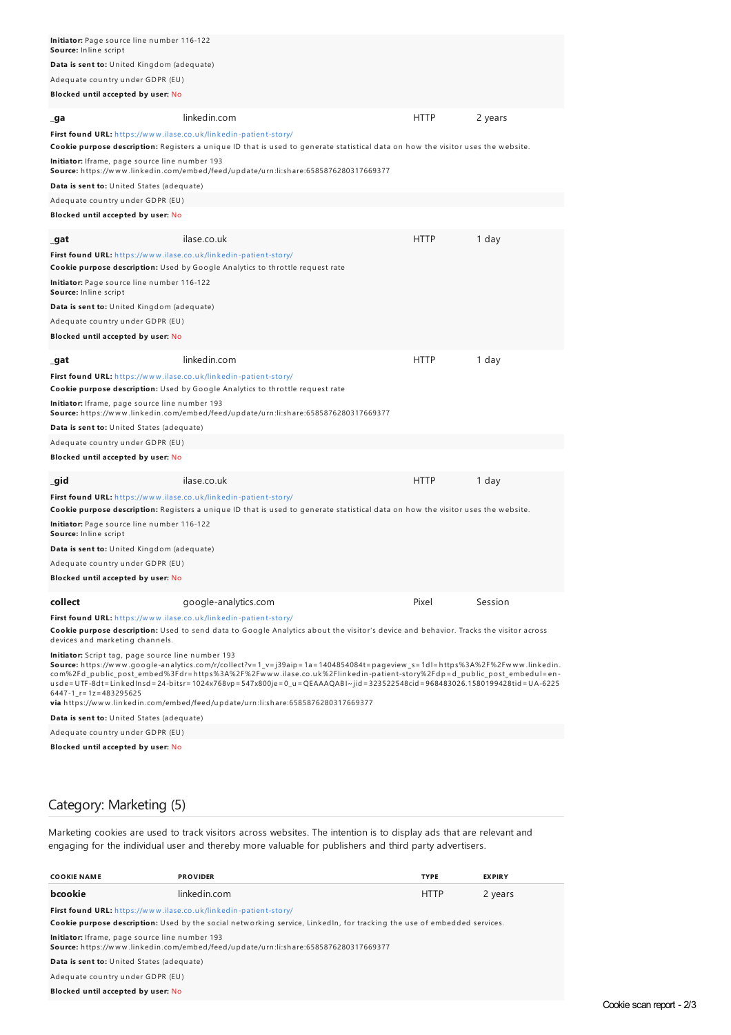**Initiator:** Page source line number 116-122
**Source:** Inline script

**Data is sent to:** United Kingdom (adequate)

Adequate country under GDPR (EU)

**Blocked until accepted by user:** No

| | | | |
|---|---|---|---|
| **_ga** | linkedin.com | HTTP | 2 years |

**First found URL:** https://www.ilase.co.uk/linkedin-patient-story/

**Cookie purpose description:** Registers a unique ID that is used to generate statistical data on how the visitor uses the website.

**Initiator:** Iframe, page source line number 193
**Source:** https://www.linkedin.com/embed/feed/update/urn:li:share:6585876280317669377

**Data is sent to:** United States (adequate)

Adequate country under GDPR (EU)

**Blocked until accepted by user:** No

| | | | |
|---|---|---|---|
| **_gat** | ilase.co.uk | HTTP | 1 day |

**First found URL:** https://www.ilase.co.uk/linkedin-patient-story/

**Cookie purpose description:** Used by Google Analytics to throttle request rate

**Initiator:** Page source line number 116-122
**Source:** Inline script

**Data is sent to:** United Kingdom (adequate)

Adequate country under GDPR (EU)

**Blocked until accepted by user:** No

| | | | |
|---|---|---|---|
| **_gat** | linkedin.com | HTTP | 1 day |

**First found URL:** https://www.ilase.co.uk/linkedin-patient-story/

**Cookie purpose description:** Used by Google Analytics to throttle request rate

**Initiator:** Iframe, page source line number 193
**Source:** https://www.linkedin.com/embed/feed/update/urn:li:share:6585876280317669377

**Data is sent to:** United States (adequate)

Adequate country under GDPR (EU)

**Blocked until accepted by user:** No

| | | | |
|---|---|---|---|
| **_gid** | ilase.co.uk | HTTP | 1 day |

**First found URL:** https://www.ilase.co.uk/linkedin-patient-story/

**Cookie purpose description:** Registers a unique ID that is used to generate statistical data on how the visitor uses the website.

**Initiator:** Page source line number 116-122
**Source:** Inline script

**Data is sent to:** United Kingdom (adequate)

Adequate country under GDPR (EU)

**Blocked until accepted by user:** No

| | | | |
|---|---|---|---|
| **collect** | google-analytics.com | Pixel | Session |

**First found URL:** https://www.ilase.co.uk/linkedin-patient-story/

**Cookie purpose description:** Used to send data to Google Analytics about the visitor's device and behavior. Tracks the visitor across devices and marketing channels.

**Initiator:** Script tag, page source line number 193
**Source:** https://www.google-analytics.com/r/collect?v=1_v=j39aip=1a=1404854084t=pageview_s=1dl=https%3A%2F%2Fwww.linkedin.com%2Fd_public_post_embed%3Fdr=https%3A%2F%2Fwww.ilase.co.uk%2Flinkedin-patient-story%2Fdp=d_public_post_embedul=en-usde=UTF-8dt=LinkedInsd=24-bitsr=1024x768vp=547x800je=0_u=QEAAAQABI~jid=323522548cid=968483026.1580199428tid=UA-62256447-1_r=1z=483295625
**via** https://www.linkedin.com/embed/feed/update/urn:li:share:6585876280317669377

**Data is sent to:** United States (adequate)

Adequate country under GDPR (EU)

**Blocked until accepted by user:** No

## Category: Marketing (5)

Marketing cookies are used to track visitors across websites. The intention is to display ads that are relevant and engaging for the individual user and thereby more valuable for publishers and third party advertisers.

| COOKIE NAME | PROVIDER | TYPE | EXPIRY |
|---|---|---|---|
| **bcookie** | linkedin.com | HTTP | 2 years |

**First found URL:** https://www.ilase.co.uk/linkedin-patient-story/

**Cookie purpose description:** Used by the social networking service, LinkedIn, for tracking the use of embedded services.

**Initiator:** Iframe, page source line number 193
**Source:** https://www.linkedin.com/embed/feed/update/urn:li:share:6585876280317669377

**Data is sent to:** United States (adequate)

Adequate country under GDPR (EU)

**Blocked until accepted by user:** No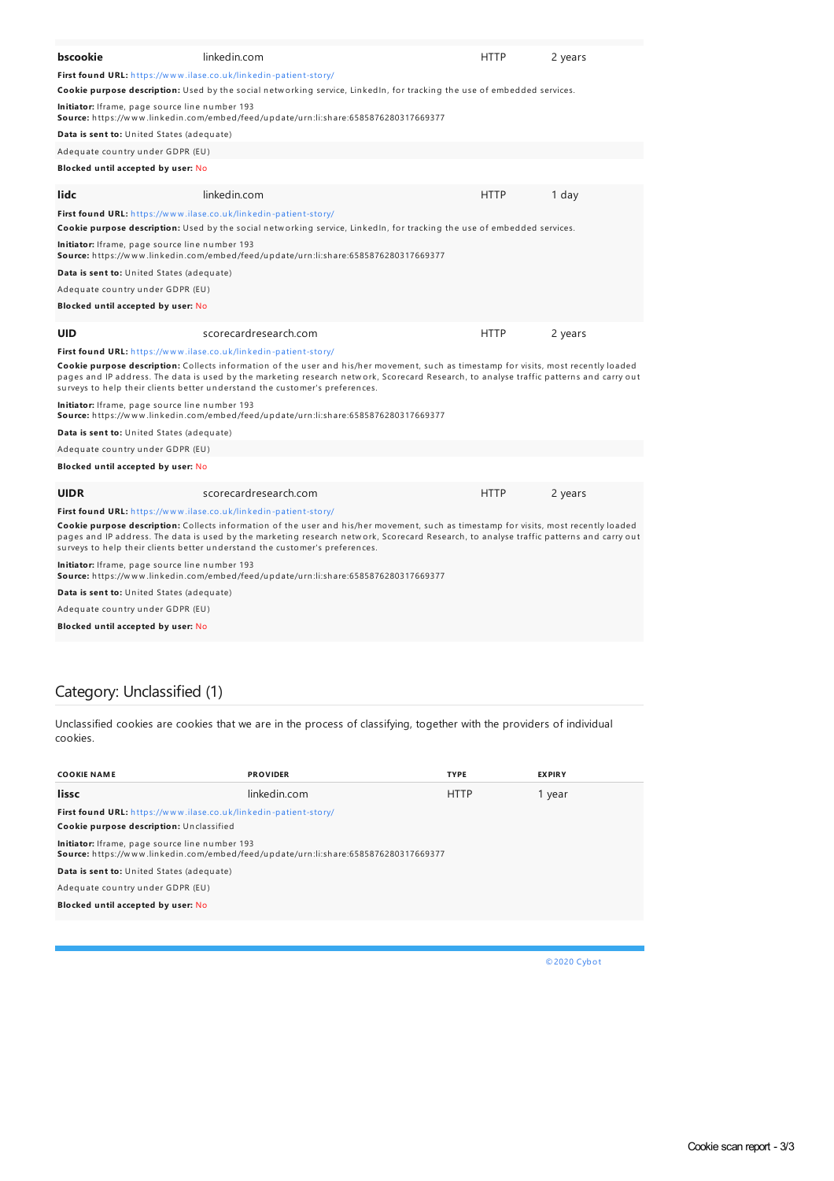**bscookie** | linkedin.com | HTTP | 2 years

**First found URL:** https://www.ilase.co.uk/linkedin-patient-story/

**Cookie purpose description:** Used by the social networking service, LinkedIn, for tracking the use of embedded services.

**Initiator:** Iframe, page source line number 193
**Source:** https://www.linkedin.com/embed/feed/update/urn:li:share:6585876280317669377

**Data is sent to:** United States (adequate)

Adequate country under GDPR (EU)

**Blocked until accepted by user:** No

**lidc** | linkedin.com | HTTP | 1 day

**First found URL:** https://www.ilase.co.uk/linkedin-patient-story/

**Cookie purpose description:** Used by the social networking service, LinkedIn, for tracking the use of embedded services.

**Initiator:** Iframe, page source line number 193
**Source:** https://www.linkedin.com/embed/feed/update/urn:li:share:6585876280317669377

**Data is sent to:** United States (adequate)

Adequate country under GDPR (EU)

**Blocked until accepted by user:** No

**UID** | scorecardresearch.com | HTTP | 2 years

**First found URL:** https://www.ilase.co.uk/linkedin-patient-story/

**Cookie purpose description:** Collects information of the user and his/her movement, such as timestamp for visits, most recently loaded pages and IP address. The data is used by the marketing research network, Scorecard Research, to analyse traffic patterns and carry out surveys to help their clients better understand the customer's preferences.

**Initiator:** Iframe, page source line number 193
**Source:** https://www.linkedin.com/embed/feed/update/urn:li:share:6585876280317669377

**Data is sent to:** United States (adequate)

Adequate country under GDPR (EU)

**Blocked until accepted by user:** No

**UIDR** | scorecardresearch.com | HTTP | 2 years

**First found URL:** https://www.ilase.co.uk/linkedin-patient-story/

**Cookie purpose description:** Collects information of the user and his/her movement, such as timestamp for visits, most recently loaded pages and IP address. The data is used by the marketing research network, Scorecard Research, to analyse traffic patterns and carry out surveys to help their clients better understand the customer's preferences.

**Initiator:** Iframe, page source line number 193
**Source:** https://www.linkedin.com/embed/feed/update/urn:li:share:6585876280317669377

**Data is sent to:** United States (adequate)

Adequate country under GDPR (EU)

**Blocked until accepted by user:** No

## Category: Unclassified (1)

Unclassified cookies are cookies that we are in the process of classifying, together with the providers of individual cookies.

| COOKIE NAME | PROVIDER | TYPE | EXPIRY |
|---|---|---|---|
| **lissc** | linkedin.com | HTTP | 1 year |

**First found URL:** https://www.ilase.co.uk/linkedin-patient-story/

**Cookie purpose description:** Unclassified

**Initiator:** Iframe, page source line number 193
**Source:** https://www.linkedin.com/embed/feed/update/urn:li:share:6585876280317669377

**Data is sent to:** United States (adequate)

Adequate country under GDPR (EU)

**Blocked until accepted by user:** No

©2020 Cybot